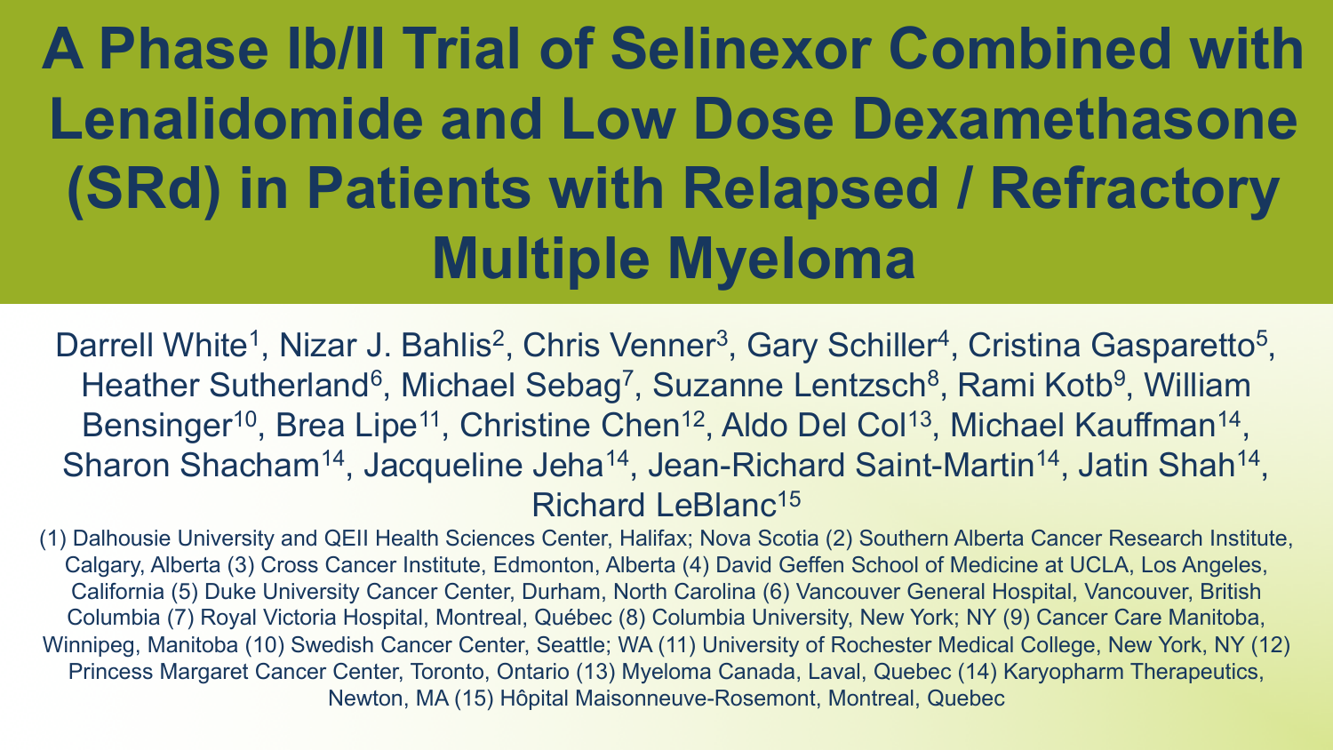# A Phase Ib/II Trial of Selinexor Combined with Lenalidomide and Low Dose Dexamethasone (SRd) in Patients with Relapsed / Refractory Multiple Myeloma

Darrell White[1], Nizar J. Bahlis[2], Chris Venner[3], Gary Schiller[4], Cristina Gasparetto[5], Heather Sutherland[6], Michael Sebag[7], Suzanne Lentzsch[8], Rami Kotb[9], William Bensinger[10], Brea Lipe[11], Christine Chen[12], Aldo Del Col[13], Michael Kauffman[14], Sharon Shacham[14], Jacqueline Jeha[14], Jean-Richard Saint-Martin[14], Jatin Shah[14], Richard LeBlanc[15]

(1) Dalhousie University and QEII Health Sciences Center, Halifax; Nova Scotia (2) Southern Alberta Cancer Research Institute, Calgary, Alberta (3) Cross Cancer Institute, Edmonton, Alberta (4) David Geffen School of Medicine at UCLA, Los Angeles, California (5) Duke University Cancer Center, Durham, North Carolina (6) Vancouver General Hospital, Vancouver, British Columbia (7) Royal Victoria Hospital, Montreal, Québec (8) Columbia University, New York; NY (9) Cancer Care Manitoba, Winnipeg, Manitoba (10) Swedish Cancer Center, Seattle; WA (11) University of Rochester Medical College, New York, NY (12) Princess Margaret Cancer Center, Toronto, Ontario (13) Myeloma Canada, Laval, Quebec (14) Karyopharm Therapeutics, Newton, MA (15) Hôpital Maisonneuve-Rosemont, Montreal, Quebec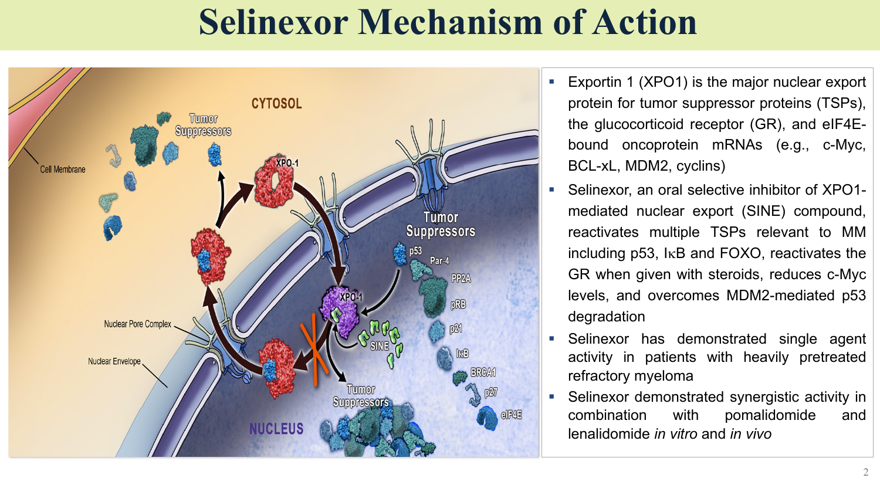# Selinexor Mechanism of Action

- Exportin 1 (XPO1) is the major nuclear export protein for tumor suppressor proteins (TSPs), the glucocorticoid receptor (GR), and eIF4E-bound oncoprotein mRNAs (e.g., c-Myc, BCL-xL, MDM2, cyclins)
- Selinexor, an oral selective inhibitor of XPO1-mediated nuclear export (SINE) compound, reactivates multiple TSPs relevant to MM including p53, IκB and FOXO, reactivates the GR when given with steroids, reduces c-Myc levels, and overcomes MDM2-mediated p53 degradation
- Selinexor has demonstrated single agent activity in patients with heavily pretreated refractory myeloma
- Selinexor demonstrated synergistic activity in combination with pomalidomide and lenalidomide *in vitro* and *in vivo*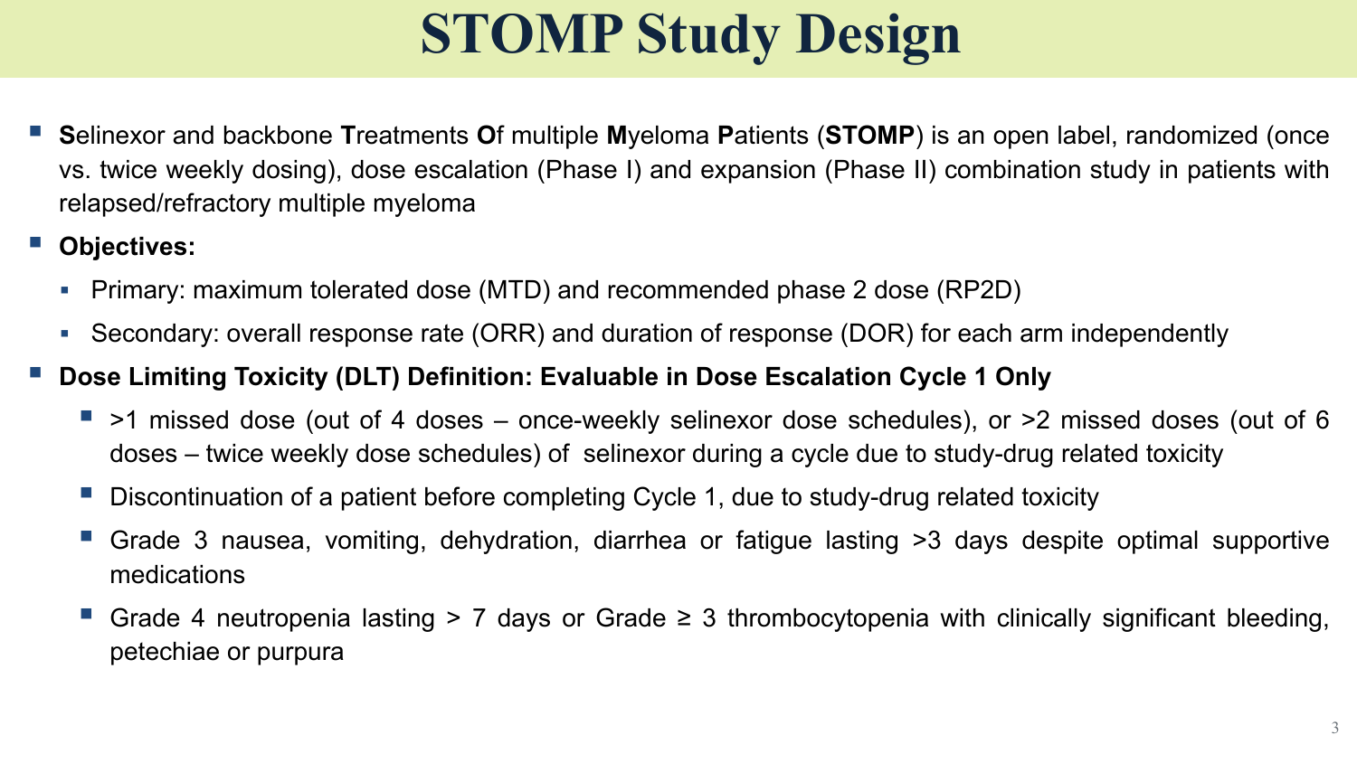# STOMP Study Design

- **S**elinexor and backbone **T**reatments **O**f multiple **M**yeloma **P**atients (**STOMP**) is an open label, randomized (once vs. twice weekly dosing), dose escalation (Phase I) and expansion (Phase II) combination study in patients with relapsed/refractory multiple myeloma
- **Objectives:**
  - Primary: maximum tolerated dose (MTD) and recommended phase 2 dose (RP2D)
  - Secondary: overall response rate (ORR) and duration of response (DOR) for each arm independently
- **Dose Limiting Toxicity (DLT) Definition: Evaluable in Dose Escalation Cycle 1 Only**
  - >1 missed dose (out of 4 doses – once-weekly selinexor dose schedules), or >2 missed doses (out of 6 doses – twice weekly dose schedules) of selinexor during a cycle due to study-drug related toxicity
  - Discontinuation of a patient before completing Cycle 1, due to study-drug related toxicity
  - Grade 3 nausea, vomiting, dehydration, diarrhea or fatigue lasting >3 days despite optimal supportive medications
  - Grade 4 neutropenia lasting > 7 days or Grade ≥ 3 thrombocytopenia with clinically significant bleeding, petechiae or purpura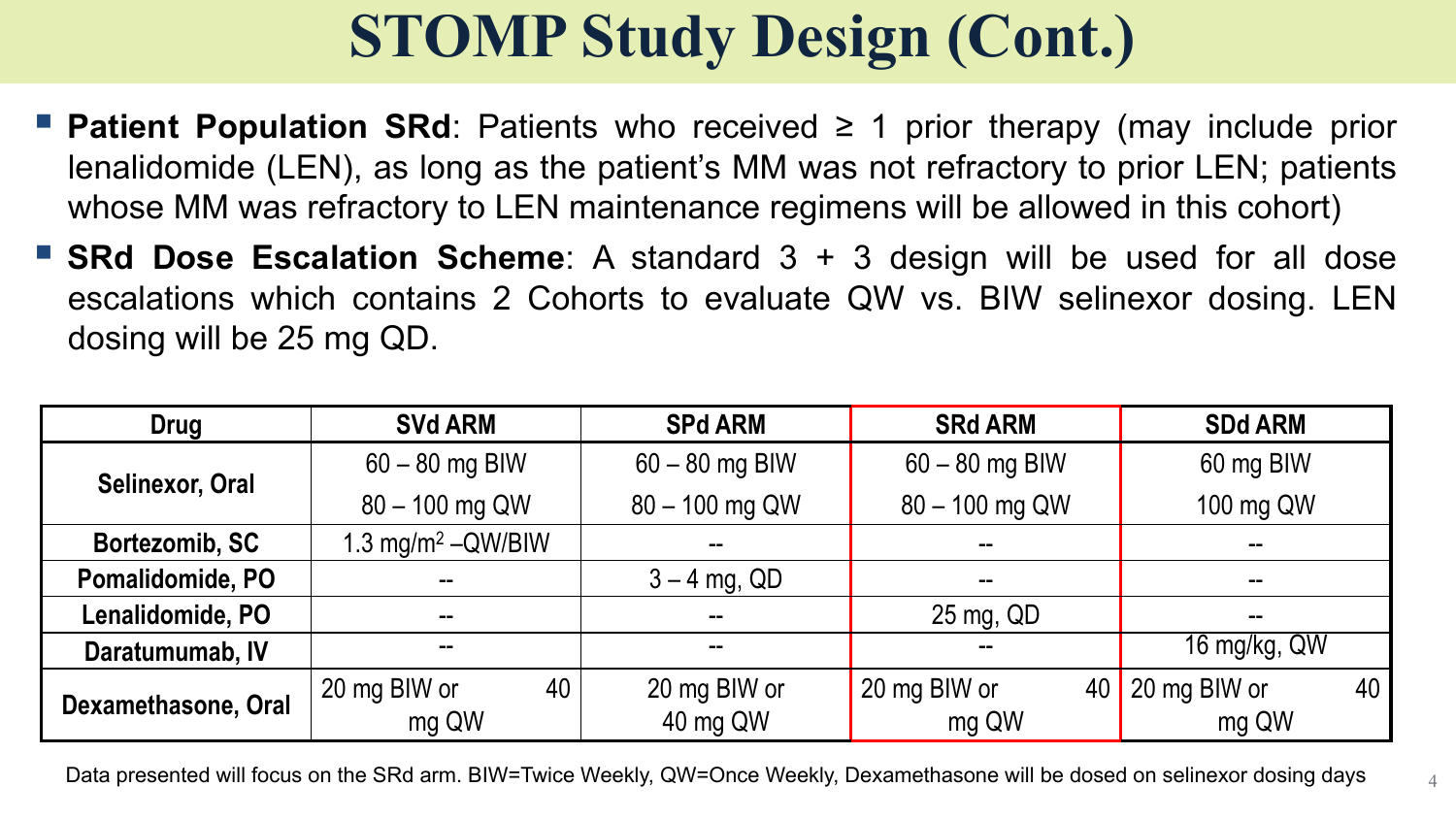# STOMP Study Design (Cont.)

- **Patient Population SRd**: Patients who received ≥ 1 prior therapy (may include prior lenalidomide (LEN), as long as the patient's MM was not refractory to prior LEN; patients whose MM was refractory to LEN maintenance regimens will be allowed in this cohort)
- **SRd Dose Escalation Scheme**: A standard 3 + 3 design will be used for all dose escalations which contains 2 Cohorts to evaluate QW vs. BIW selinexor dosing. LEN dosing will be 25 mg QD.

| Drug | SVd ARM | SPd ARM | SRd ARM | SDd ARM |
|---|---|---|---|---|
| Selinexor, Oral | 60 – 80 mg BIW<br>80 – 100 mg QW | 60 – 80 mg BIW<br>80 – 100 mg QW | 60 – 80 mg BIW<br>80 – 100 mg QW | 60 mg BIW<br>100 mg QW |
| Bortezomib, SC | 1.3 mg/m² –QW/BIW | -- | -- | -- |
| Pomalidomide, PO | -- | 3 – 4 mg, QD | -- | -- |
| Lenalidomide, PO | -- | -- | 25 mg, QD | -- |
| Daratumumab, IV | -- | -- | -- | 16 mg/kg, QW |
| Dexamethasone, Oral | 20 mg BIW or 40 mg QW | 20 mg BIW or 40 mg QW | 20 mg BIW or 40 mg QW | 20 mg BIW or 40 mg QW |

Data presented will focus on the SRd arm. BIW=Twice Weekly, QW=Once Weekly, Dexamethasone will be dosed on selinexor dosing days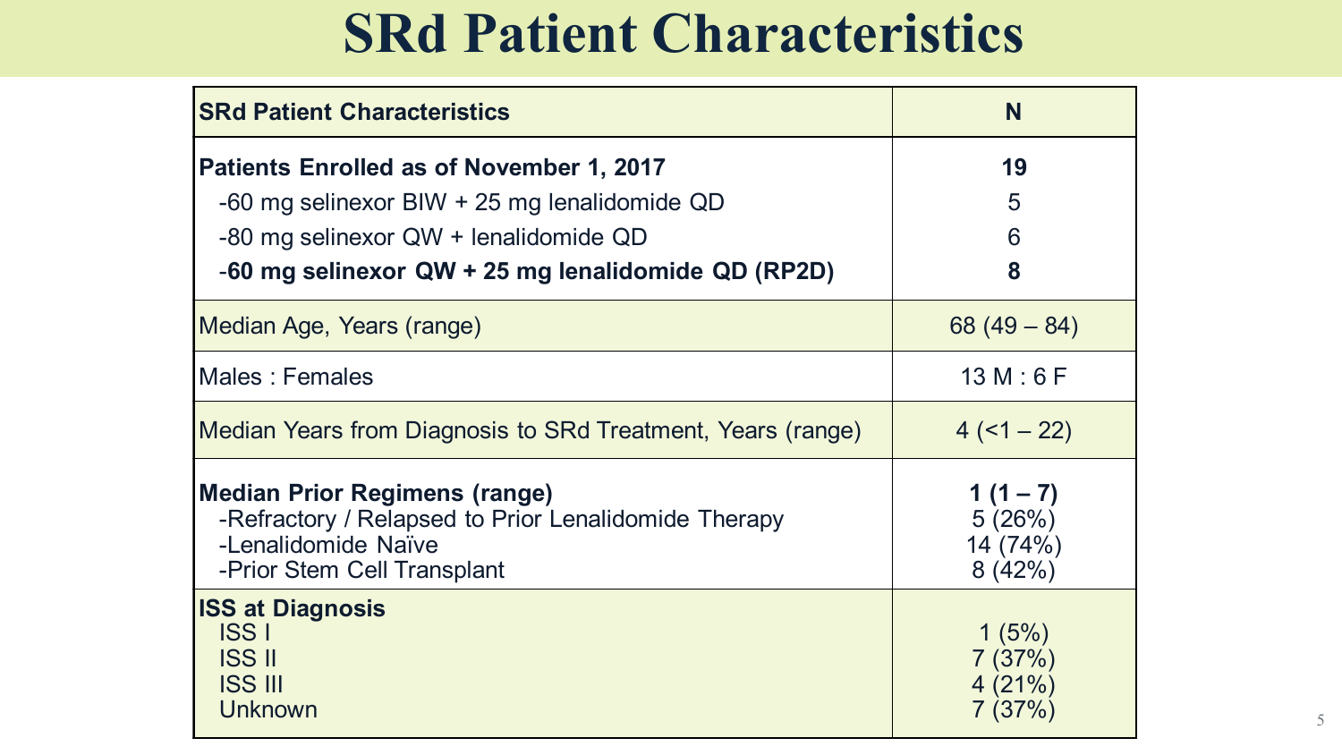# SRd Patient Characteristics

| **SRd Patient Characteristics** | **N** |
|---|---|
| **Patients Enrolled as of November 1, 2017** | **19** |
| -60 mg selinexor BIW + 25 mg lenalidomide QD | 5 |
| -80 mg selinexor QW + lenalidomide QD | 6 |
| **-60 mg selinexor QW + 25 mg lenalidomide QD (RP2D)** | **8** |
| Median Age, Years (range) | 68 (49 – 84) |
| Males : Females | 13 M : 6 F |
| Median Years from Diagnosis to SRd Treatment, Years (range) | 4 (<1 – 22) |
| **Median Prior Regimens (range)** | **1 (1 – 7)** |
| -Refractory / Relapsed to Prior Lenalidomide Therapy | 5 (26%) |
| -Lenalidomide Naïve | 14 (74%) |
| -Prior Stem Cell Transplant | 8 (42%) |
| **ISS at Diagnosis** | |
| ISS I | 1 (5%) |
| ISS II | 7 (37%) |
| ISS III | 4 (21%) |
| Unknown | 7 (37%) |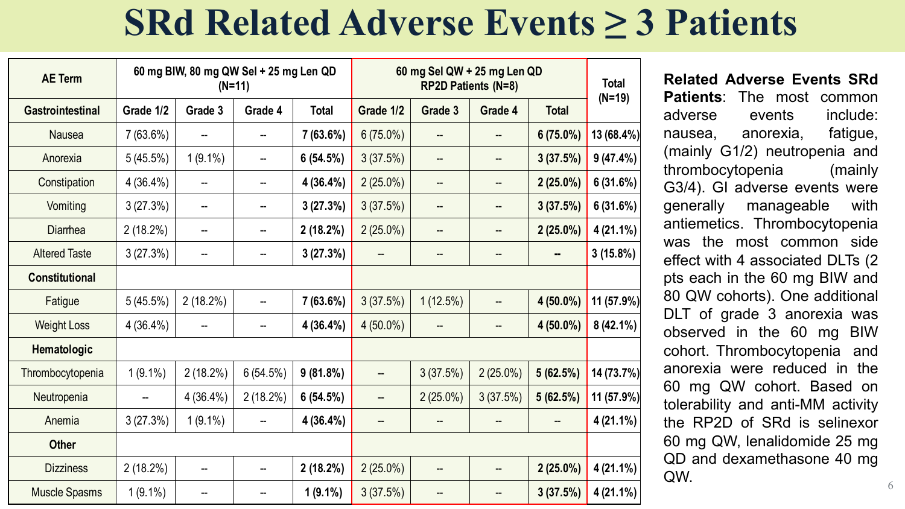# SRd Related Adverse Events ≥ 3 Patients

| AE Term | 60 mg BIW, 80 mg QW Sel + 25 mg Len QD (N=11) | | | | 60 mg Sel QW + 25 mg Len QD RP2D Patients (N=8) | | | | Total (N=19) |
|---|---|---|---|---|---|---|---|---|---|
| **Gastrointestinal** | **Grade 1/2** | **Grade 3** | **Grade 4** | **Total** | **Grade 1/2** | **Grade 3** | **Grade 4** | **Total** | |
| Nausea | 7 (63.6%) | -- | -- | **7 (63.6%)** | 6 (75.0%) | -- | -- | **6 (75.0%)** | **13 (68.4%)** |
| Anorexia | 5 (45.5%) | 1 (9.1%) | -- | **6 (54.5%)** | 3 (37.5%) | -- | -- | **3 (37.5%)** | **9 (47.4%)** |
| Constipation | 4 (36.4%) | -- | -- | **4 (36.4%)** | 2 (25.0%) | -- | -- | **2 (25.0%)** | **6 (31.6%)** |
| Vomiting | 3 (27.3%) | -- | -- | **3 (27.3%)** | 3 (37.5%) | -- | -- | **3 (37.5%)** | **6 (31.6%)** |
| Diarrhea | 2 (18.2%) | -- | -- | **2 (18.2%)** | 2 (25.0%) | -- | -- | **2 (25.0%)** | **4 (21.1%)** |
| Altered Taste | 3 (27.3%) | -- | -- | **3 (27.3%)** | -- | -- | -- | **--** | **3 (15.8%)** |
| **Constitutional** | | | | | | | | | |
| Fatigue | 5 (45.5%) | 2 (18.2%) | -- | **7 (63.6%)** | 3 (37.5%) | 1 (12.5%) | -- | **4 (50.0%)** | **11 (57.9%)** |
| Weight Loss | 4 (36.4%) | -- | -- | **4 (36.4%)** | 4 (50.0%) | -- | -- | **4 (50.0%)** | **8 (42.1%)** |
| **Hematologic** | | | | | | | | | |
| Thrombocytopenia | 1 (9.1%) | 2 (18.2%) | 6 (54.5%) | **9 (81.8%)** | -- | 3 (37.5%) | 2 (25.0%) | **5 (62.5%)** | **14 (73.7%)** |
| Neutropenia | -- | 4 (36.4%) | 2 (18.2%) | **6 (54.5%)** | -- | 2 (25.0%) | 3 (37.5%) | **5 (62.5%)** | **11 (57.9%)** |
| Anemia | 3 (27.3%) | 1 (9.1%) | -- | **4 (36.4%)** | -- | -- | -- | -- | **4 (21.1%)** |
| **Other** | | | | | | | | | |
| Dizziness | 2 (18.2%) | -- | -- | **2 (18.2%)** | 2 (25.0%) | -- | -- | **2 (25.0%)** | **4 (21.1%)** |
| Muscle Spasms | 1 (9.1%) | -- | -- | **1 (9.1%)** | 3 (37.5%) | -- | -- | **3 (37.5%)** | **4 (21.1%)** |

**Related Adverse Events SRd Patients**: The most common adverse events include: nausea, anorexia, fatigue, (mainly G1/2) neutropenia and thrombocytopenia (mainly G3/4). GI adverse events were generally manageable with antiemetics. Thrombocytopenia was the most common side effect with 4 associated DLTs (2 pts each in the 60 mg BIW and 80 QW cohorts). One additional DLT of grade 3 anorexia was observed in the 60 mg BIW cohort. Thrombocytopenia and anorexia were reduced in the 60 mg QW cohort. Based on tolerability and anti-MM activity the RP2D of SRd is selinexor 60 mg QW, lenalidomide 25 mg QD and dexamethasone 40 mg QW.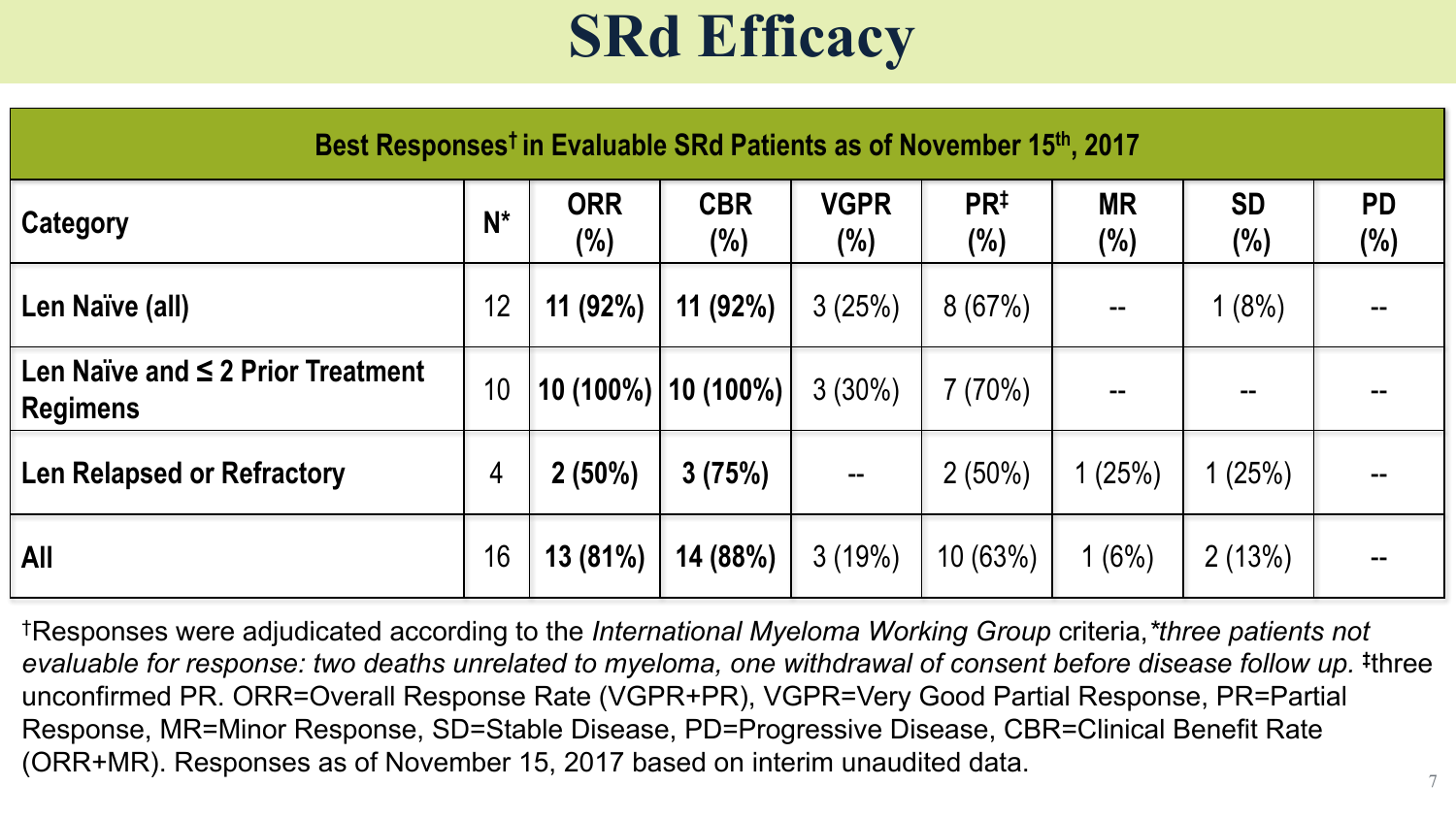# SRd Efficacy

| Best Responses† in Evaluable SRd Patients as of November 15th, 2017 | | | | | | | | |
|---|---|---|---|---|---|---|---|---|
| **Category** | **N*** | **ORR (%)** | **CBR (%)** | **VGPR (%)** | **PR‡ (%)** | **MR (%)** | **SD (%)** | **PD (%)** |
| **Len Naïve (all)** | 12 | **11 (92%)** | **11 (92%)** | 3 (25%) | 8 (67%) | -- | 1 (8%) | -- |
| **Len Naïve and ≤ 2 Prior Treatment Regimens** | 10 | **10 (100%)** | **10 (100%)** | 3 (30%) | 7 (70%) | -- | -- | -- |
| **Len Relapsed or Refractory** | 4 | **2 (50%)** | **3 (75%)** | -- | 2 (50%) | 1 (25%) | 1 (25%) | -- |
| **All** | 16 | **13 (81%)** | **14 (88%)** | 3 (19%) | 10 (63%) | 1 (6%) | 2 (13%) | -- |

†Responses were adjudicated according to the *International Myeloma Working Group* criteria,*\*three patients not evaluable for response: two deaths unrelated to myeloma, one withdrawal of consent before disease follow up.* ‡three unconfirmed PR. ORR=Overall Response Rate (VGPR+PR), VGPR=Very Good Partial Response, PR=Partial Response, MR=Minor Response, SD=Stable Disease, PD=Progressive Disease, CBR=Clinical Benefit Rate (ORR+MR). Responses as of November 15, 2017 based on interim unaudited data.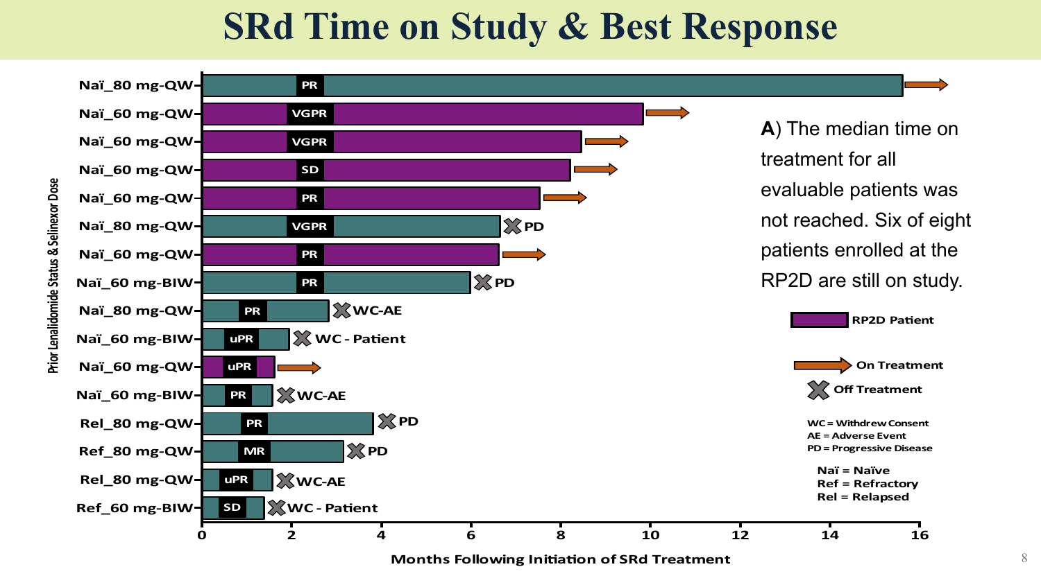# SRd Time on Study & Best Response

| Prior Lenalidomide Status & Selinexor Dose | Best Response | Status |
| --- | --- | --- |
| Naï_80 mg-QW | PR | On Treatment |
| Naï_60 mg-QW | VGPR | On Treatment |
| Naï_60 mg-QW | VGPR | On Treatment |
| Naï_60 mg-QW | SD | On Treatment |
| Naï_60 mg-QW | PR | On Treatment |
| Naï_80 mg-QW | VGPR | PD |
| Naï_60 mg-QW | PR | On Treatment |
| Naï_60 mg-BIW | PR | PD |
| Naï_80 mg-QW | PR | WC-AE |
| Naï_60 mg-BIW | uPR | WC - Patient |
| Naï_60 mg-QW | uPR | On Treatment |
| Naï_60 mg-BIW | PR | WC-AE |
| Rel_80 mg-QW | PR | PD |
| Ref_80 mg-QW | MR | PD |
| Rel_80 mg-QW | uPR | WC-AE |
| Ref_60 mg-BIW | SD | WC - Patient |

Months Following Initiation of SRd Treatment

**A**) The median time on treatment for all evaluable patients was not reached. Six of eight patients enrolled at the RP2D are still on study.

- RP2D Patient
- On Treatment
- Off Treatment

WC = Withdrew Consent
AE = Adverse Event
PD = Progressive Disease

Naï = Naïve
Ref = Refractory
Rel = Relapsed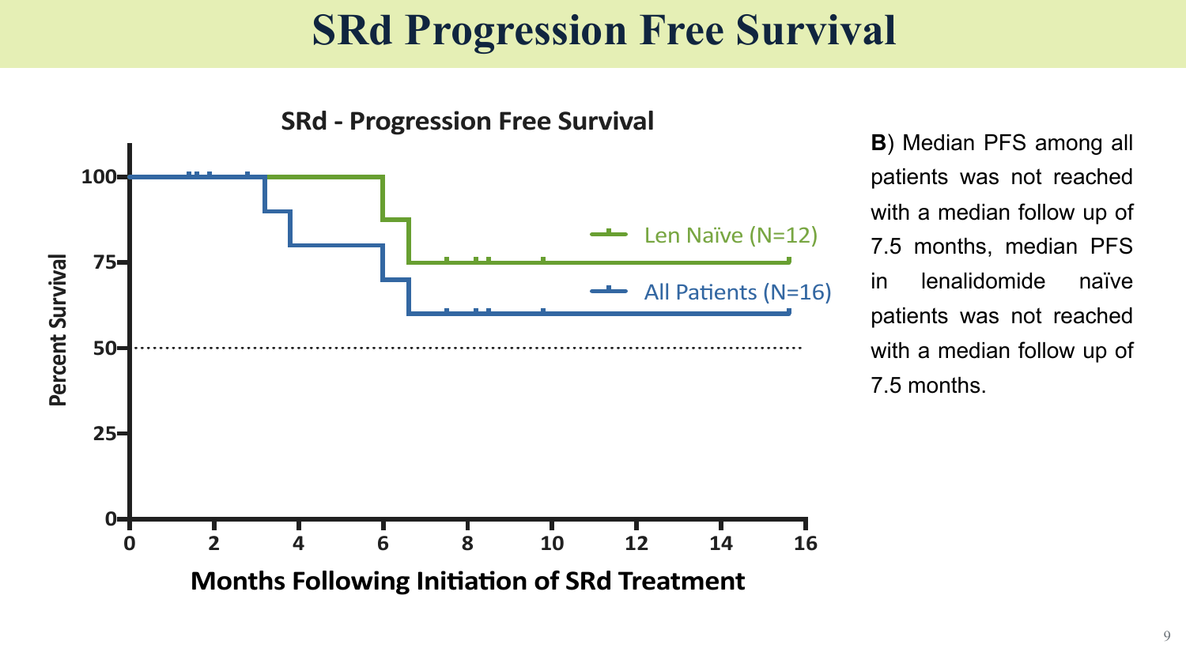# SRd Progression Free Survival

SRd - Progression Free Survival

Percent Survival

Months Following Initiation of SRd Treatment

Len Naïve (N=12)

All Patients (N=16)

**B**) Median PFS among all patients was not reached with a median follow up of 7.5 months, median PFS in lenalidomide naïve patients was not reached with a median follow up of 7.5 months.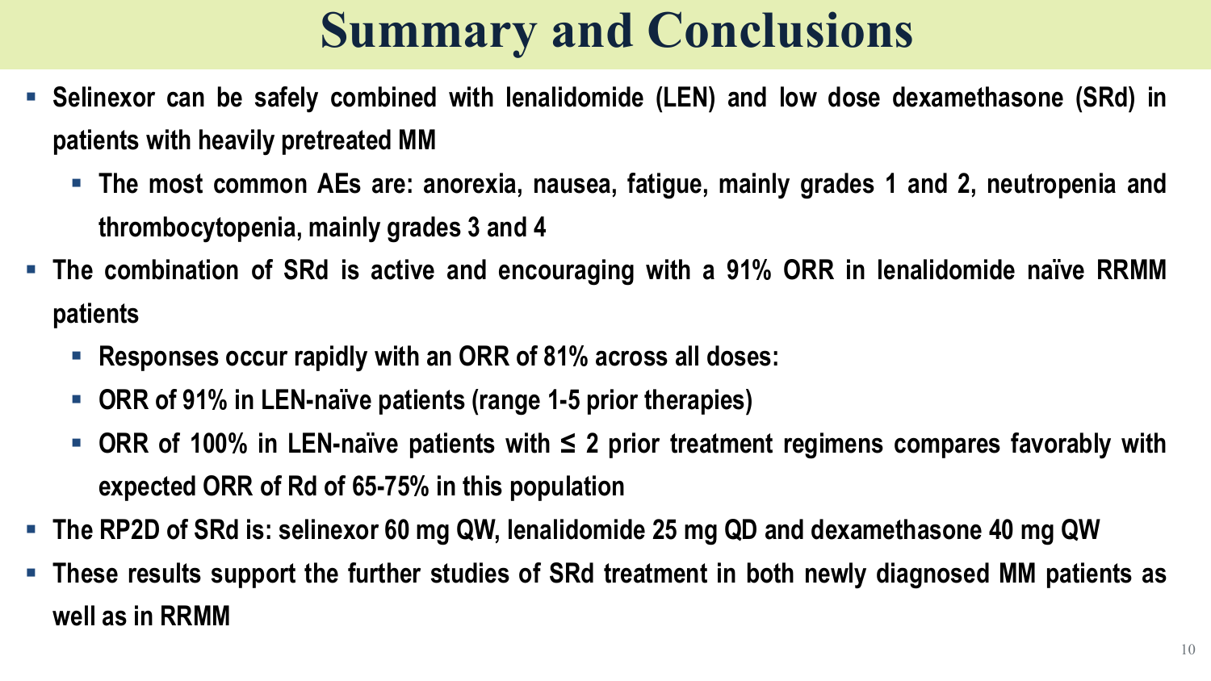# Summary and Conclusions

- **Selinexor can be safely combined with lenalidomide (LEN) and low dose dexamethasone (SRd) in patients with heavily pretreated MM**
  - **The most common AEs are: anorexia, nausea, fatigue, mainly grades 1 and 2, neutropenia and thrombocytopenia, mainly grades 3 and 4**
- **The combination of SRd is active and encouraging with a 91% ORR in lenalidomide naïve RRMM patients**
  - **Responses occur rapidly with an ORR of 81% across all doses:**
  - **ORR of 91% in LEN-naïve patients (range 1-5 prior therapies)**
  - **ORR of 100% in LEN-naïve patients with ≤ 2 prior treatment regimens compares favorably with expected ORR of Rd of 65-75% in this population**
- **The RP2D of SRd is: selinexor 60 mg QW, lenalidomide 25 mg QD and dexamethasone 40 mg QW**
- **These results support the further studies of SRd treatment in both newly diagnosed MM patients as well as in RRMM**